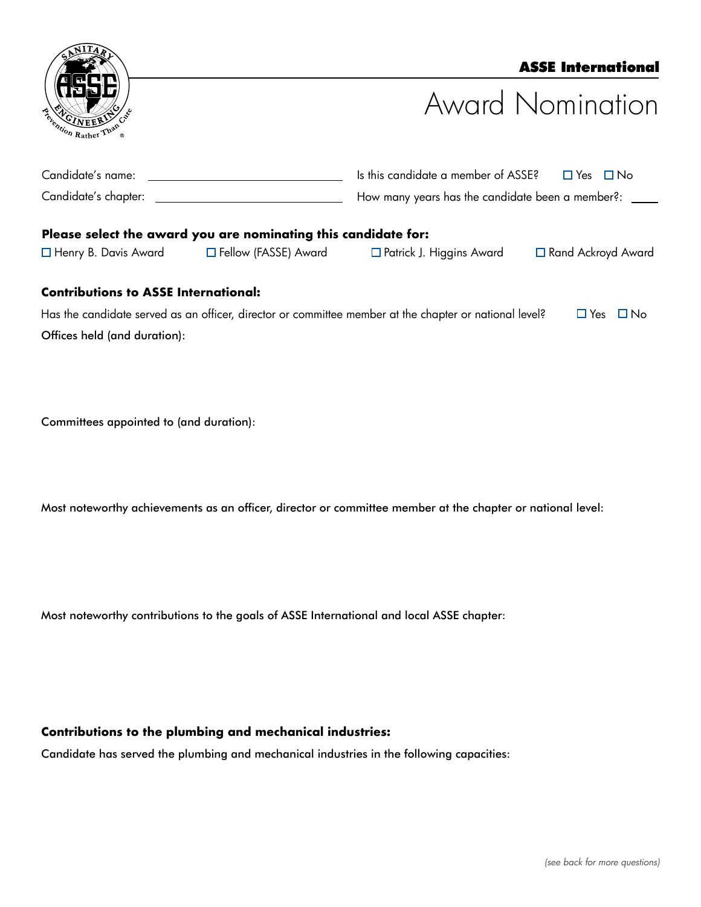**ASSE International**

# Award Nomination

Candidate's name: ______________________________

Candidate's chapter: ______________________________

Is this candidate a member of ASSE? ☐ Yes ☐ No

How many years has the candidate been a member?: ____

**Please select the award you are nominating this candidate for:**

☐ Henry B. Davis Award ☐ Fellow (FASSE) Award ☐ Patrick J. Higgins Award ☐ Rand Ackroyd Award

**Contributions to ASSE International:**

Has the candidate served as an officer, director or committee member at the chapter or national level? ☐ Yes ☐ No

Offices held (and duration):

Committees appointed to (and duration):

Most noteworthy achievements as an officer, director or committee member at the chapter or national level:

Most noteworthy contributions to the goals of ASSE International and local ASSE chapter:

**Contributions to the plumbing and mechanical industries:**

Candidate has served the plumbing and mechanical industries in the following capacities:

*(see back for more questions)*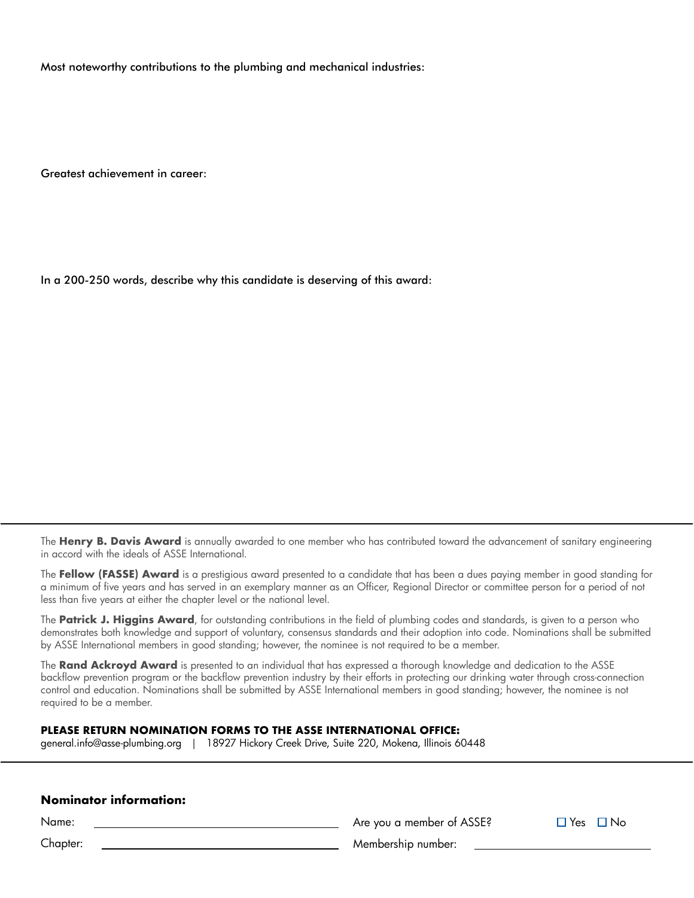Most noteworthy contributions to the plumbing and mechanical industries:

Greatest achievement in career:

In a 200-250 words, describe why this candidate is deserving of this award:

---

The **Henry B. Davis Award** is annually awarded to one member who has contributed toward the advancement of sanitary engineering in accord with the ideals of ASSE International.

The **Fellow (FASSE) Award** is a prestigious award presented to a candidate that has been a dues paying member in good standing for a minimum of five years and has served in an exemplary manner as an Officer, Regional Director or committee person for a period of not less than five years at either the chapter level or the national level.

The **Patrick J. Higgins Award**, for outstanding contributions in the field of plumbing codes and standards, is given to a person who demonstrates both knowledge and support of voluntary, consensus standards and their adoption into code. Nominations shall be submitted by ASSE International members in good standing; however, the nominee is not required to be a member.

The **Rand Ackroyd Award** is presented to an individual that has expressed a thorough knowledge and dedication to the ASSE backflow prevention program or the backflow prevention industry by their efforts in protecting our drinking water through cross-connection control and education. Nominations shall be submitted by ASSE International members in good standing; however, the nominee is not required to be a member.

**PLEASE RETURN NOMINATION FORMS TO THE ASSE INTERNATIONAL OFFICE:**
general.info@asse-plumbing.org | 18927 Hickory Creek Drive, Suite 220, Mokena, Illinois 60448

---

**Nominator information:**

Name: ______________________ Are you a member of ASSE? ☐ Yes ☐ No

Chapter: ______________________ Membership number: ______________________